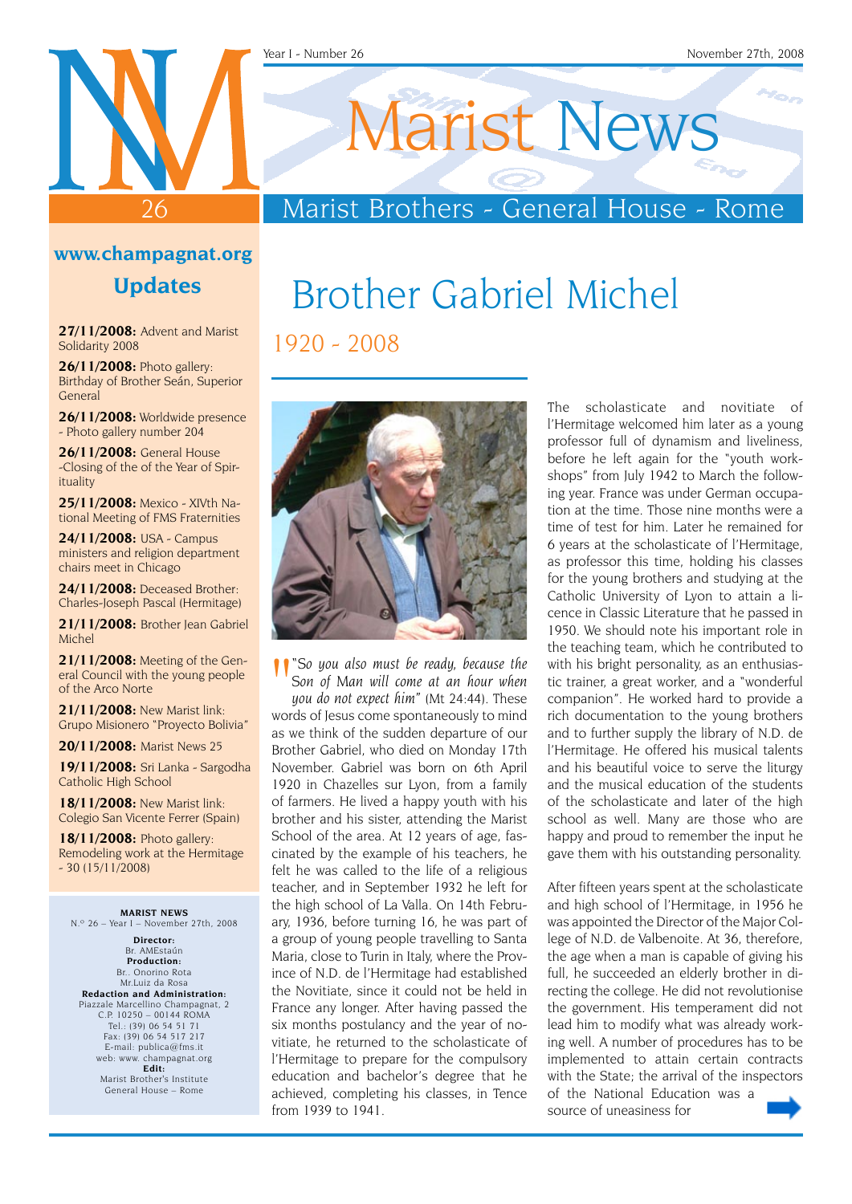# Marist News

## Marist Brothers - General House - Rome

Year I - Number 26

November 27th, 2008

### www.champagnat.org

### Updates

**27/11/2008:** Advent and Marist Solidarity 2008

**26/11/2008:** Photo gallery: Birthday of Brother Seán, Superior General

**26/11/2008:** Worldwide presence - Photo gallery number 204

**26/11/2008:** General House -Closing of the of the Year of Spirituality

**25/11/2008:** Mexico - XIVth National Meeting of FMS Fraternities

**24/11/2008:** USA - Campus ministers and religion department chairs meet in Chicago

**24/11/2008:** Deceased Brother: Charles-Joseph Pascal (Hermitage)

**21/11/2008:** Brother Jean Gabriel Michel

**21/11/2008:** Meeting of the General Council with the young people of the Arco Norte

**21/11/2008:** New Marist link: Grupo Misionero "Proyecto Bolivia"

**20/11/2008:** Marist News 25

**19/11/2008:** Sri Lanka - Sargodha Catholic High School

**18/11/2008:** New Marist link: Colegio San Vicente Ferrer (Spain)

**18/11/2008:** Photo gallery: Remodeling work at the Hermitage - 30 (15/11/2008)

**MARIST NEWS**
N.º 26 – Year I – November 27th, 2008

**Director:**
Br. AMEstaún
**Production:**
Br.. Onorino Rota
Mr.Luiz da Rosa
**Redaction and Administration:**
Piazzale Marcellino Champagnat, 2
C.P. 10250 – 00144 ROMA
Tel.: (39) 06 54 51 71
Fax: (39) 06 54 517 217
E-mail: publica@fms.it
web: www. champagnat.org
**Edit:**
Marist Brother's Institute
General House – Rome

# Brother Gabriel Michel

## 1920 - 2008

*"So you also must be ready, because the Son of Man will come at an hour when you do not expect him"* (Mt 24:44). These words of Jesus come spontaneously to mind as we think of the sudden departure of our Brother Gabriel, who died on Monday 17th November. Gabriel was born on 6th April 1920 in Chazelles sur Lyon, from a family of farmers. He lived a happy youth with his brother and his sister, attending the Marist School of the area. At 12 years of age, fascinated by the example of his teachers, he felt he was called to the life of a religious teacher, and in September 1932 he left for the high school of La Valla. On 14th February, 1936, before turning 16, he was part of a group of young people travelling to Santa Maria, close to Turin in Italy, where the Province of N.D. de l'Hermitage had established the Novitiate, since it could not be held in France any longer. After having passed the six months postulancy and the year of novitiate, he returned to the scholasticate of l'Hermitage to prepare for the compulsory education and bachelor's degree that he achieved, completing his classes, in Tence from 1939 to 1941.

The scholasticate and novitiate of l'Hermitage welcomed him later as a young professor full of dynamism and liveliness, before he left again for the "youth workshops" from July 1942 to March the following year. France was under German occupation at the time. Those nine months were a time of test for him. Later he remained for 6 years at the scholasticate of l'Hermitage, as professor this time, holding his classes for the young brothers and studying at the Catholic University of Lyon to attain a licence in Classic Literature that he passed in 1950. We should note his important role in the teaching team, which he contributed to with his bright personality, as an enthusiastic trainer, a great worker, and a "wonderful companion". He worked hard to provide a rich documentation to the young brothers and to further supply the library of N.D. de l'Hermitage. He offered his musical talents and his beautiful voice to serve the liturgy and the musical education of the students of the scholasticate and later of the high school as well. Many are those who are happy and proud to remember the input he gave them with his outstanding personality.

After fifteen years spent at the scholasticate and high school of l'Hermitage, in 1956 he was appointed the Director of the Major College of N.D. de Valbenoite. At 36, therefore, the age when a man is capable of giving his full, he succeeded an elderly brother in directing the college. He did not revolutionise the government. His temperament did not lead him to modify what was already working well. A number of procedures has to be implemented to attain certain contracts with the State; the arrival of the inspectors of the National Education was a source of uneasiness for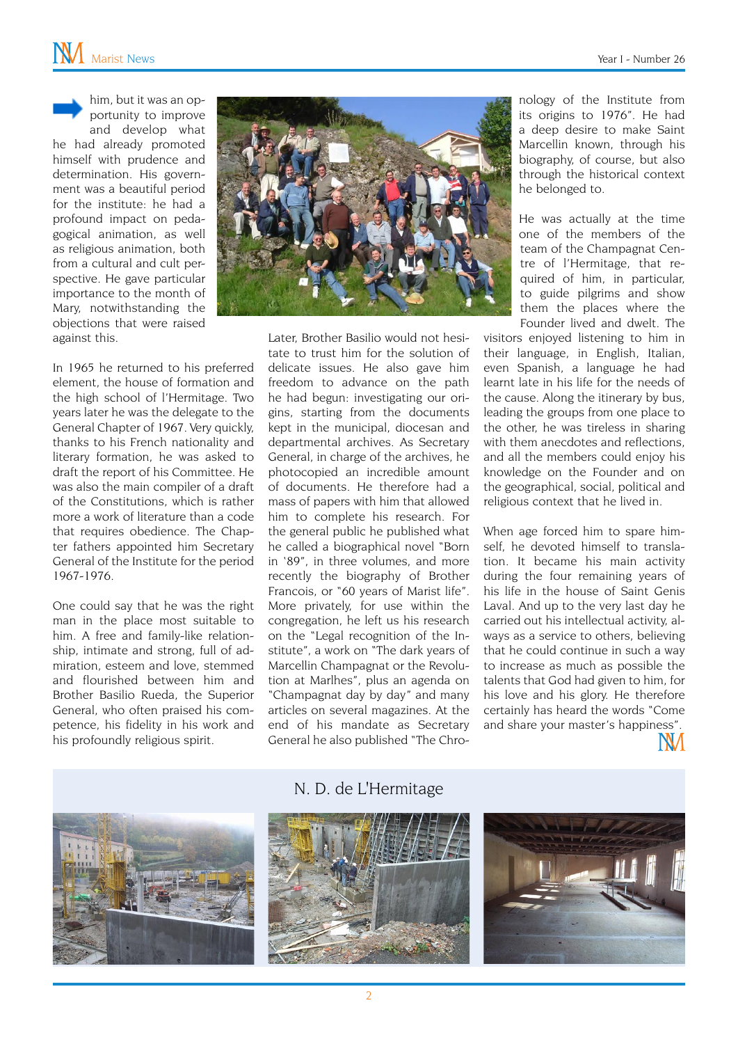him, but it was an opportunity to improve and develop what he had already promoted himself with prudence and determination. His government was a beautiful period for the institute: he had a profound impact on pedagogical animation, as well as religious animation, both from a cultural and cult perspective. He gave particular importance to the month of Mary, notwithstanding the objections that were raised against this.

In 1965 he returned to his preferred element, the house of formation and the high school of l'Hermitage. Two years later he was the delegate to the General Chapter of 1967. Very quickly, thanks to his French nationality and literary formation, he was asked to draft the report of his Committee. He was also the main compiler of a draft of the Constitutions, which is rather more a work of literature than a code that requires obedience. The Chapter fathers appointed him Secretary General of the Institute for the period 1967-1976.

One could say that he was the right man in the place most suitable to him. A free and family-like relationship, intimate and strong, full of admiration, esteem and love, stemmed and flourished between him and Brother Basilio Rueda, the Superior General, who often praised his competence, his fidelity in his work and his profoundly religious spirit.

Later, Brother Basilio would not hesitate to trust him for the solution of delicate issues. He also gave him freedom to advance on the path he had begun: investigating our origins, starting from the documents kept in the municipal, diocesan and departmental archives. As Secretary General, in charge of the archives, he photocopied an incredible amount of documents. He therefore had a mass of papers with him that allowed him to complete his research. For the general public he published what he called a biographical novel "Born in '89", in three volumes, and more recently the biography of Brother Francois, or "60 years of Marist life". More privately, for use within the congregation, he left us his research on the "Legal recognition of the Institute", a work on "The dark years of Marcellin Champagnat or the Revolution at Marlhes", plus an agenda on "Champagnat day by day" and many articles on several magazines. At the end of his mandate as Secretary General he also published "The Chronology of the Institute from its origins to 1976". He had a deep desire to make Saint Marcellin known, through his biography, of course, but also through the historical context he belonged to.

He was actually at the time one of the members of the team of the Champagnat Centre of l'Hermitage, that required of him, in particular, to guide pilgrims and show them the places where the Founder lived and dwelt. The visitors enjoyed listening to him in their language, in English, Italian, even Spanish, a language he had learnt late in his life for the needs of the cause. Along the itinerary by bus, leading the groups from one place to the other, he was tireless in sharing with them anecdotes and reflections, and all the members could enjoy his knowledge on the Founder and on the geographical, social, political and religious context that he lived in.

When age forced him to spare himself, he devoted himself to translation. It became his main activity during the four remaining years of his life in the house of Saint Genis Laval. And up to the very last day he carried out his intellectual activity, always as a service to others, believing that he could continue in such a way to increase as much as possible the talents that God had given to him, for his love and his glory. He therefore certainly has heard the words "Come and share your master's happiness".

## N. D. de L'Hermitage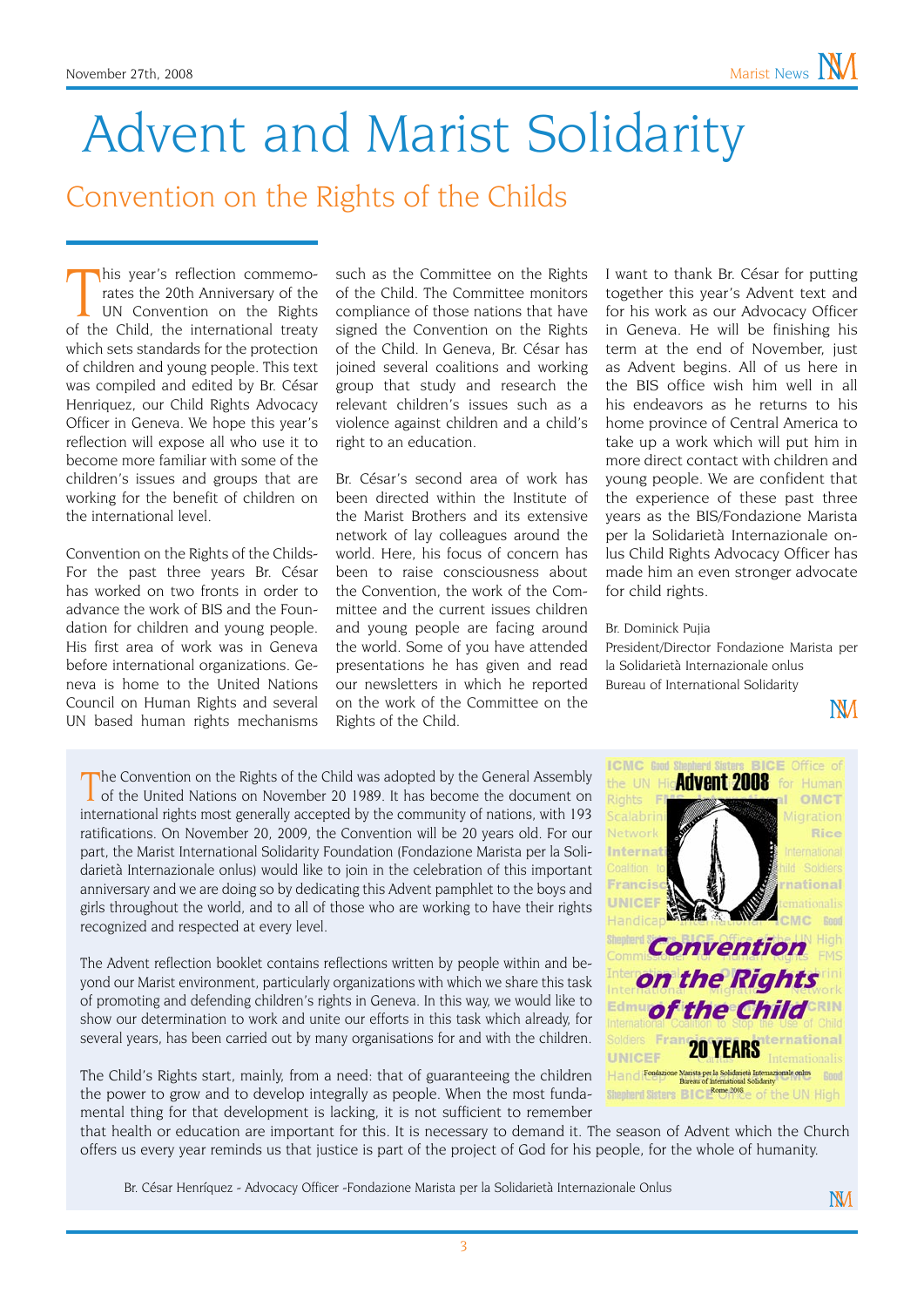# Advent and Marist Solidarity

## Convention on the Rights of the Childs

This year's reflection commemorates the 20th Anniversary of the UN Convention on the Rights of the Child, the international treaty which sets standards for the protection of children and young people. This text was compiled and edited by Br. César Henriquez, our Child Rights Advocacy Officer in Geneva. We hope this year's reflection will expose all who use it to become more familiar with some of the children's issues and groups that are working for the benefit of children on the international level.

Convention on the Rights of the Childs- For the past three years Br. César has worked on two fronts in order to advance the work of BIS and the Foundation for children and young people. His first area of work was in Geneva before international organizations. Geneva is home to the United Nations Council on Human Rights and several UN based human rights mechanisms such as the Committee on the Rights of the Child. The Committee monitors compliance of those nations that have signed the Convention on the Rights of the Child. In Geneva, Br. César has joined several coalitions and working group that study and research the relevant children's issues such as a violence against children and a child's right to an education.

Br. César's second area of work has been directed within the Institute of the Marist Brothers and its extensive network of lay colleagues around the world. Here, his focus of concern has been to raise consciousness about the Convention, the work of the Committee and the current issues children and young people are facing around the world. Some of you have attended presentations he has given and read our newsletters in which he reported on the work of the Committee on the Rights of the Child.

I want to thank Br. César for putting together this year's Advent text and for his work as our Advocacy Officer in Geneva. He will be finishing his term at the end of November, just as Advent begins. All of us here in the BIS office wish him well in all his endeavors as he returns to his home province of Central America to take up a work which will put him in more direct contact with children and young people. We are confident that the experience of these past three years as the BIS/Fondazione Marista per la Solidarietà Internazionale onlus Child Rights Advocacy Officer has made him an even stronger advocate for child rights.

Br. Dominick Pujia
President/Director Fondazione Marista per la Solidarietà Internazionale onlus
Bureau of International Solidarity

---

The Convention on the Rights of the Child was adopted by the General Assembly of the United Nations on November 20 1989. It has become the document on international rights most generally accepted by the community of nations, with 193 ratifications. On November 20, 2009, the Convention will be 20 years old. For our part, the Marist International Solidarity Foundation (Fondazione Marista per la Solidarietà Internazionale onlus) would like to join in the celebration of this important anniversary and we are doing so by dedicating this Advent pamphlet to the boys and girls throughout the world, and to all of those who are working to have their rights recognized and respected at every level.

The Advent reflection booklet contains reflections written by people within and beyond our Marist environment, particularly organizations with which we share this task of promoting and defending children's rights in Geneva. In this way, we would like to show our determination to work and unite our efforts in this task which already, for several years, has been carried out by many organisations for and with the children.

The Child's Rights start, mainly, from a need: that of guaranteeing the children the power to grow and to develop integrally as people. When the most fundamental thing for that development is lacking, it is not sufficient to remember that health or education are important for this. It is necessary to demand it. The season of Advent which the Church offers us every year reminds us that justice is part of the project of God for his people, for the whole of humanity.

Br. César Henríquez - Advocacy Officer -Fondazione Marista per la Solidarietà Internazionale Onlus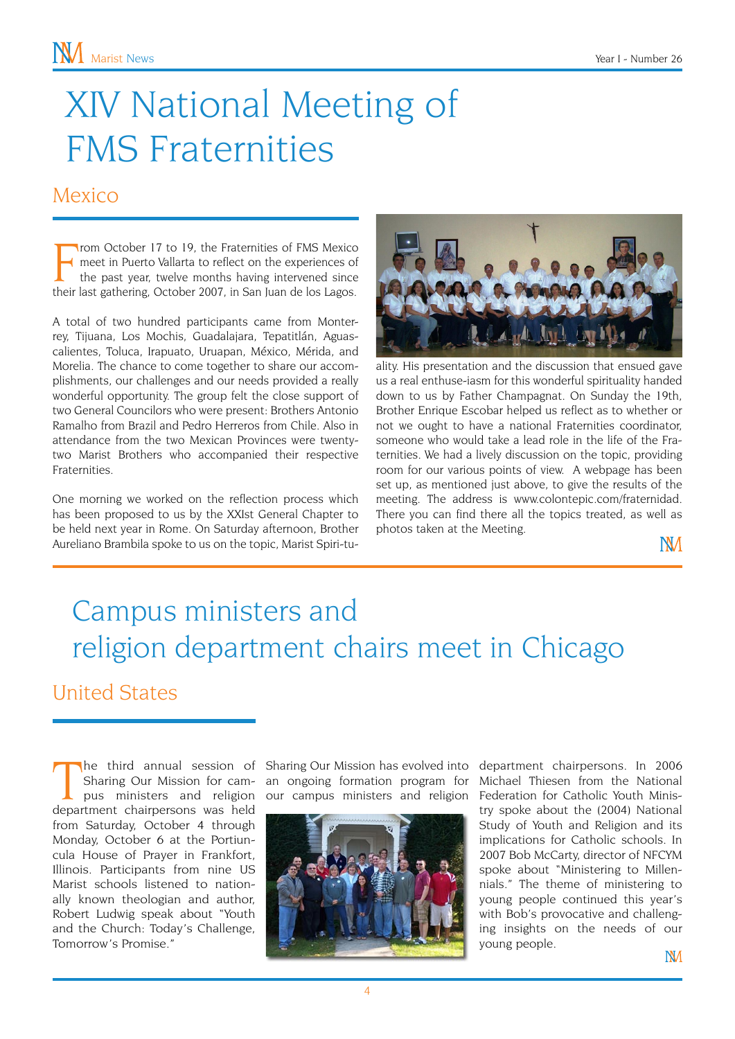# XIV National Meeting of FMS Fraternities

## Mexico

From October 17 to 19, the Fraternities of FMS Mexico meet in Puerto Vallarta to reflect on the experiences of the past year, twelve months having intervened since their last gathering, October 2007, in San Juan de los Lagos.

A total of two hundred participants came from Monterrey, Tijuana, Los Mochis, Guadalajara, Tepatitlán, Aguascalientes, Toluca, Irapuato, Uruapan, México, Mérida, and Morelia. The chance to come together to share our accomplishments, our challenges and our needs provided a really wonderful opportunity. The group felt the close support of two General Councilors who were present: Brothers Antonio Ramalho from Brazil and Pedro Herreros from Chile. Also in attendance from the two Mexican Provinces were twenty-two Marist Brothers who accompanied their respective Fraternities.

One morning we worked on the reflection process which has been proposed to us by the XXIst General Chapter to be held next year in Rome. On Saturday afternoon, Brother Aureliano Brambila spoke to us on the topic, Marist Spirituality. His presentation and the discussion that ensued gave us a real enthuse-iasm for this wonderful spirituality handed down to us by Father Champagnat. On Sunday the 19th, Brother Enrique Escobar helped us reflect as to whether or not we ought to have a national Fraternities coordinator, someone who would take a lead role in the life of the Fraternities. We had a lively discussion on the topic, providing room for our various points of view. A webpage has been set up, as mentioned just above, to give the results of the meeting. The address is www.colontepic.com/fraternidad. There you can find there all the topics treated, as well as photos taken at the Meeting.

# Campus ministers and religion department chairs meet in Chicago

## United States

The third annual session of Sharing Our Mission for campus ministers and religion department chairpersons was held from Saturday, October 4 through Monday, October 6 at the Portiuncula House of Prayer in Frankfort, Illinois. Participants from nine US Marist schools listened to nationally known theologian and author, Robert Ludwig speak about "Youth and the Church: Today's Challenge, Tomorrow's Promise."

Sharing Our Mission has evolved into an ongoing formation program for our campus ministers and religion department chairpersons. In 2006 Michael Thiesen from the National Federation for Catholic Youth Ministry spoke about the (2004) National Study of Youth and Religion and its implications for Catholic schools. In 2007 Bob McCarty, director of NFCYM spoke about "Ministering to Millennials." The theme of ministering to young people continued this year's with Bob's provocative and challenging insights on the needs of our young people.